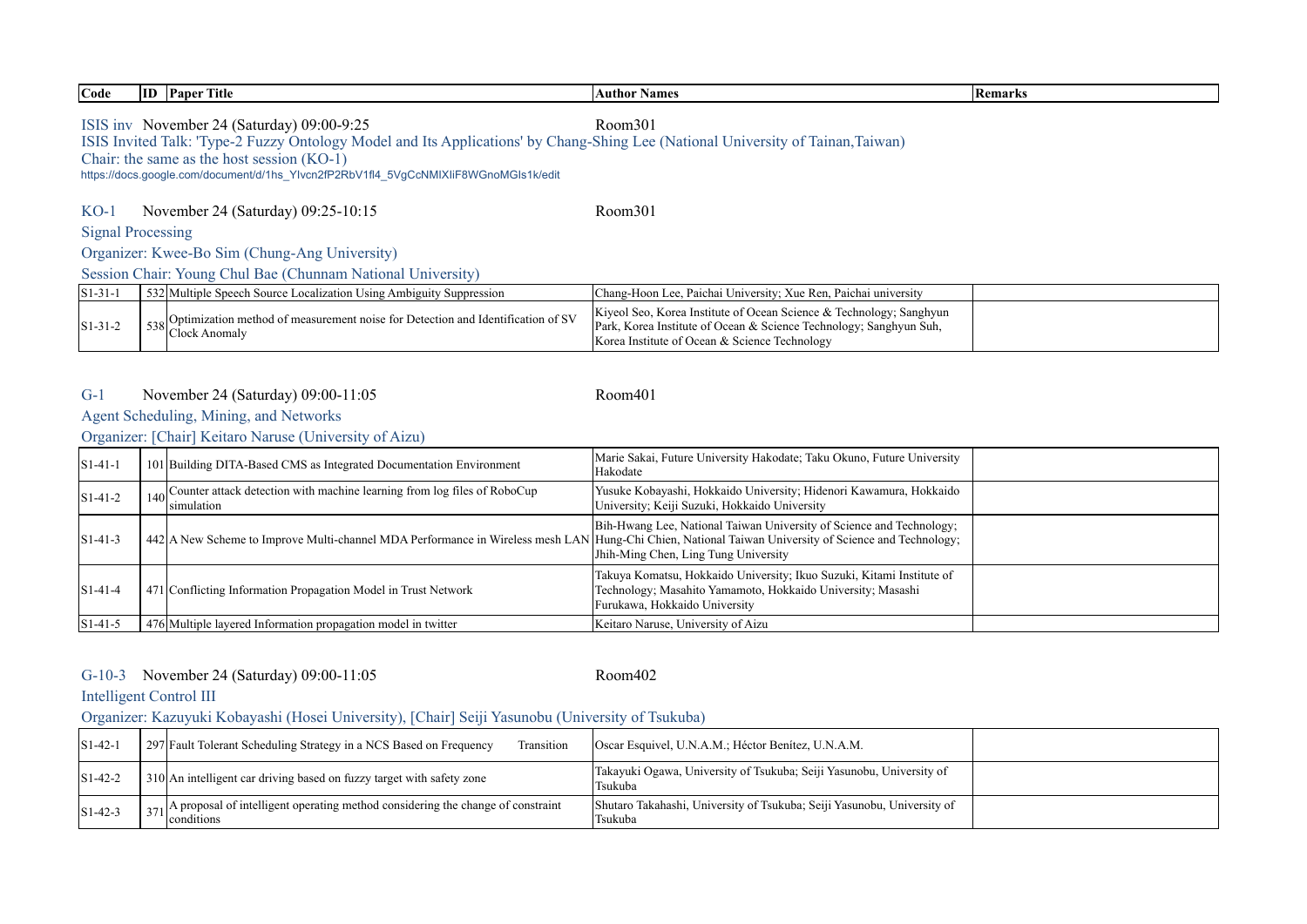| Code | ID | Paper Title | Author Names | Remarks |
|---|---|---|---|---|

ISIS inv November 24 (Saturday) 09:00-9:25 Room301

ISIS Invited Talk: 'Type-2 Fuzzy Ontology Model and Its Applications' by Chang-Shing Lee (National University of Tainan,Taiwan)

Chair: the same as the host session (KO-1)

https://docs.google.com/document/d/1hs_YIvcn2fP2RbV1fl4_5VgCcNMIXIiF8WGnoMGIs1k/edit

KO-1 November 24 (Saturday) 09:25-10:15 Room301

Signal Processing

Organizer: Kwee-Bo Sim (Chung-Ang University)

Session Chair: Young Chul Bae (Chunnam National University)

| Code | ID | Paper Title | Author Names | Remarks |
|---|---|---|---|---|
| S1-31-1 | 532 | Multiple Speech Source Localization Using Ambiguity Suppression | Chang-Hoon Lee, Paichai University; Xue Ren, Paichai university | |
| S1-31-2 | 538 | Optimization method of measurement noise for Detection and Identification of SV Clock Anomaly | Kiyeol Seo, Korea Institute of Ocean Science & Technology; Sanghyun Park, Korea Institute of Ocean & Science Technology; Sanghyun Suh, Korea Institute of Ocean & Science Technology | |

G-1 November 24 (Saturday) 09:00-11:05 Room401

Agent Scheduling, Mining, and Networks

Organizer: [Chair] Keitaro Naruse (University of Aizu)

| Code | ID | Paper Title | Author Names | Remarks |
|---|---|---|---|---|
| S1-41-1 | 101 | Building DITA-Based CMS as Integrated Documentation Environment | Marie Sakai, Future University Hakodate; Taku Okuno, Future University Hakodate | |
| S1-41-2 | 140 | Counter attack detection with machine learning from log files of RoboCup simulation | Yusuke Kobayashi, Hokkaido University; Hidenori Kawamura, Hokkaido University; Keiji Suzuki, Hokkaido University | |
| S1-41-3 | 442 | A New Scheme to Improve Multi-channel MDA Performance in Wireless mesh LAN | Bih-Hwang Lee, National Taiwan University of Science and Technology; Hung-Chi Chien, National Taiwan University of Science and Technology; Jhih-Ming Chen, Ling Tung University | |
| S1-41-4 | 471 | Conflicting Information Propagation Model in Trust Network | Takuya Komatsu, Hokkaido University; Ikuo Suzuki, Kitami Institute of Technology; Masahito Yamamoto, Hokkaido University; Masashi Furukawa, Hokkaido University | |
| S1-41-5 | 476 | Multiple layered Information propagation model in twitter | Keitaro Naruse, University of Aizu | |

G-10-3 November 24 (Saturday) 09:00-11:05 Room402

Intelligent Control III

Organizer: Kazuyuki Kobayashi (Hosei University), [Chair] Seiji Yasunobu (University of Tsukuba)

| Code | ID | Paper Title | Author Names | Remarks |
|---|---|---|---|---|
| S1-42-1 | 297 | Fault Tolerant Scheduling Strategy in a NCS Based on Frequency Transition | Oscar Esquivel, U.N.A.M.; Héctor Benítez, U.N.A.M. | |
| S1-42-2 | 310 | An intelligent car driving based on fuzzy target with safety zone | Takayuki Ogawa, University of Tsukuba; Seiji Yasunobu, University of Tsukuba | |
| S1-42-3 | 371 | A proposal of intelligent operating method considering the change of constraint conditions | Shutaro Takahashi, University of Tsukuba; Seiji Yasunobu, University of Tsukuba | |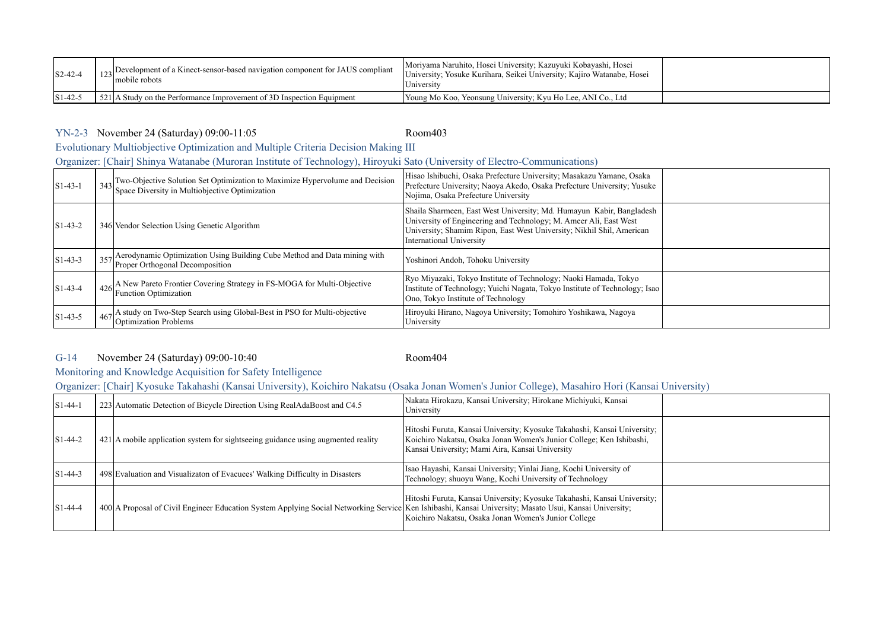| | | | | |
|---|---|---|---|---|
| S2-42-4 | 123 | Development of a Kinect-sensor-based navigation component for JAUS compliant mobile robots | Moriyama Naruhito, Hosei University; Kazuyuki Kobayashi, Hosei University; Yosuke Kurihara, Seikei University; Kajiro Watanabe, Hosei University | |
| S1-42-5 | 521 | A Study on the Performance Improvement of 3D Inspection Equipment | Young Mo Koo, Yeonsung University; Kyu Ho Lee, ANI Co., Ltd | |

YN-2-3 November 24 (Saturday) 09:00-11:05 Room403

Evolutionary Multiobjective Optimization and Multiple Criteria Decision Making III

Organizer: [Chair] Shinya Watanabe (Muroran Institute of Technology), Hiroyuki Sato (University of Electro-Communications)

| | | | | |
|---|---|---|---|---|
| S1-43-1 | 343 | Two-Objective Solution Set Optimization to Maximize Hypervolume and Decision Space Diversity in Multiobjective Optimization | Hisao Ishibuchi, Osaka Prefecture University; Masakazu Yamane, Osaka Prefecture University; Naoya Akedo, Osaka Prefecture University; Yusuke Nojima, Osaka Prefecture University | |
| S1-43-2 | 346 | Vendor Selection Using Genetic Algorithm | Shaila Sharmeen, East West University; Md. Humayun Kabir, Bangladesh University of Engineering and Technology; M. Ameer Ali, East West University; Shamim Ripon, East West University; Nikhil Shil, American International University | |
| S1-43-3 | 357 | Aerodynamic Optimization Using Building Cube Method and Data mining with Proper Orthogonal Decomposition | Yoshinori Andoh, Tohoku University | |
| S1-43-4 | 426 | A New Pareto Frontier Covering Strategy in FS-MOGA for Multi-Objective Function Optimization | Ryo Miyazaki, Tokyo Institute of Technology; Naoki Hamada, Tokyo Institute of Technology; Yuichi Nagata, Tokyo Institute of Technology; Isao Ono, Tokyo Institute of Technology | |
| S1-43-5 | 467 | A study on Two-Step Search using Global-Best in PSO for Multi-objective Optimization Problems | Hiroyuki Hirano, Nagoya University; Tomohiro Yoshikawa, Nagoya University | |

G-14 November 24 (Saturday) 09:00-10:40 Room404

Monitoring and Knowledge Acquisition for Safety Intelligence

Organizer: [Chair] Kyosuke Takahashi (Kansai University), Koichiro Nakatsu (Osaka Jonan Women's Junior College), Masahiro Hori (Kansai University)

| | | | | |
|---|---|---|---|---|
| S1-44-1 | 223 | Automatic Detection of Bicycle Direction Using RealAdaBoost and C4.5 | Nakata Hirokazu, Kansai University; Hirokane Michiyuki, Kansai University | |
| S1-44-2 | 421 | A mobile application system for sightseeing guidance using augmented reality | Hitoshi Furuta, Kansai University; Kyosuke Takahashi, Kansai University; Koichiro Nakatsu, Osaka Jonan Women's Junior College; Ken Ishibashi, Kansai University; Mami Aira, Kansai University | |
| S1-44-3 | 498 | Evaluation and Visualizaton of Evacuees' Walking Difficulty in Disasters | Isao Hayashi, Kansai University; Yinlai Jiang, Kochi University of Technology; shuoyu Wang, Kochi University of Technology | |
| S1-44-4 | 400 | A Proposal of Civil Engineer Education System Applying Social Networking Service | Hitoshi Furuta, Kansai University; Kyosuke Takahashi, Kansai University; Ken Ishibashi, Kansai University; Masato Usui, Kansai University; Koichiro Nakatsu, Osaka Jonan Women's Junior College | |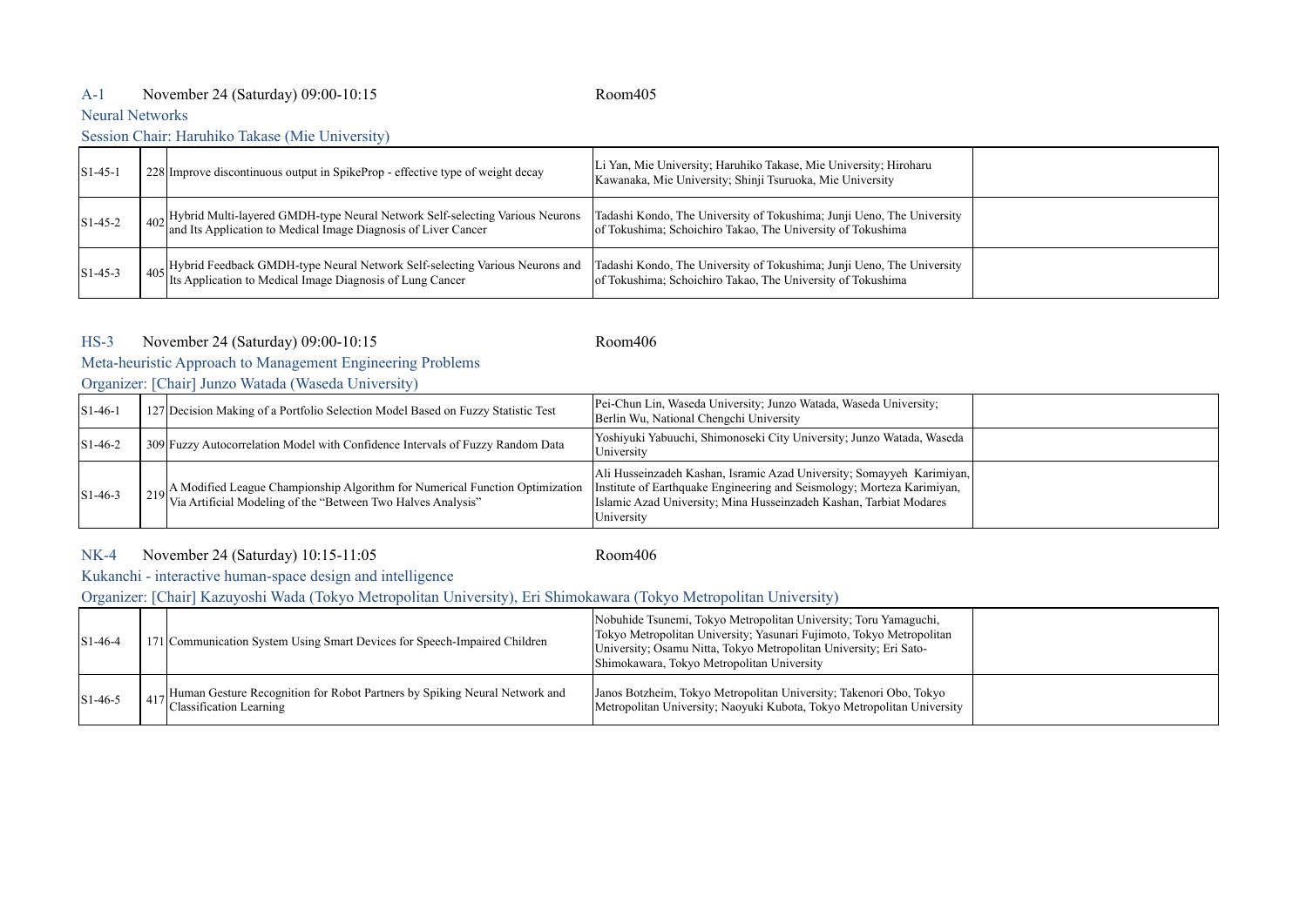A-1 November 24 (Saturday) 09:00-10:15 Room405

Neural Networks

Session Chair: Haruhiko Takase (Mie University)

| | | | | |
|---|---|---|---|---|
| S1-45-1 | 228 | Improve discontinuous output in SpikeProp - effective type of weight decay | Li Yan, Mie University; Haruhiko Takase, Mie University; Hiroharu Kawanaka, Mie University; Shinji Tsuruoka, Mie University | |
| S1-45-2 | 402 | Hybrid Multi-layered GMDH-type Neural Network Self-selecting Various Neurons and Its Application to Medical Image Diagnosis of Liver Cancer | Tadashi Kondo, The University of Tokushima; Junji Ueno, The University of Tokushima; Schoichiro Takao, The University of Tokushima | |
| S1-45-3 | 405 | Hybrid Feedback GMDH-type Neural Network Self-selecting Various Neurons and Its Application to Medical Image Diagnosis of Lung Cancer | Tadashi Kondo, The University of Tokushima; Junji Ueno, The University of Tokushima; Schoichiro Takao, The University of Tokushima | |

HS-3 November 24 (Saturday) 09:00-10:15 Room406

Meta-heuristic Approach to Management Engineering Problems

Organizer: [Chair] Junzo Watada (Waseda University)

| | | | | |
|---|---|---|---|---|
| S1-46-1 | 127 | Decision Making of a Portfolio Selection Model Based on Fuzzy Statistic Test | Pei-Chun Lin, Waseda University; Junzo Watada, Waseda University; Berlin Wu, National Chengchi University | |
| S1-46-2 | 309 | Fuzzy Autocorrelation Model with Confidence Intervals of Fuzzy Random Data | Yoshiyuki Yabuuchi, Shimonoseki City University; Junzo Watada, Waseda University | |
| S1-46-3 | 219 | A Modified League Championship Algorithm for Numerical Function Optimization Via Artificial Modeling of the "Between Two Halves Analysis" | Ali Husseinzadeh Kashan, Isramic Azad University; Somayyeh Karimiyan, Institute of Earthquake Engineering and Seismology; Morteza Karimiyan, Islamic Azad University; Mina Husseinzadeh Kashan, Tarbiat Modares University | |

NK-4 November 24 (Saturday) 10:15-11:05 Room406

Kukanchi - interactive human-space design and intelligence

Organizer: [Chair] Kazuyoshi Wada (Tokyo Metropolitan University), Eri Shimokawara (Tokyo Metropolitan University)

| | | | | |
|---|---|---|---|---|
| S1-46-4 | 171 | Communication System Using Smart Devices for Speech-Impaired Children | Nobuhide Tsunemi, Tokyo Metropolitan University; Toru Yamaguchi, Tokyo Metropolitan University; Yasunari Fujimoto, Tokyo Metropolitan University; Osamu Nitta, Tokyo Metropolitan University; Eri Sato-Shimokawara, Tokyo Metropolitan University | |
| S1-46-5 | 417 | Human Gesture Recognition for Robot Partners by Spiking Neural Network and Classification Learning | Janos Botzheim, Tokyo Metropolitan University; Takenori Obo, Tokyo Metropolitan University; Naoyuki Kubota, Tokyo Metropolitan University | |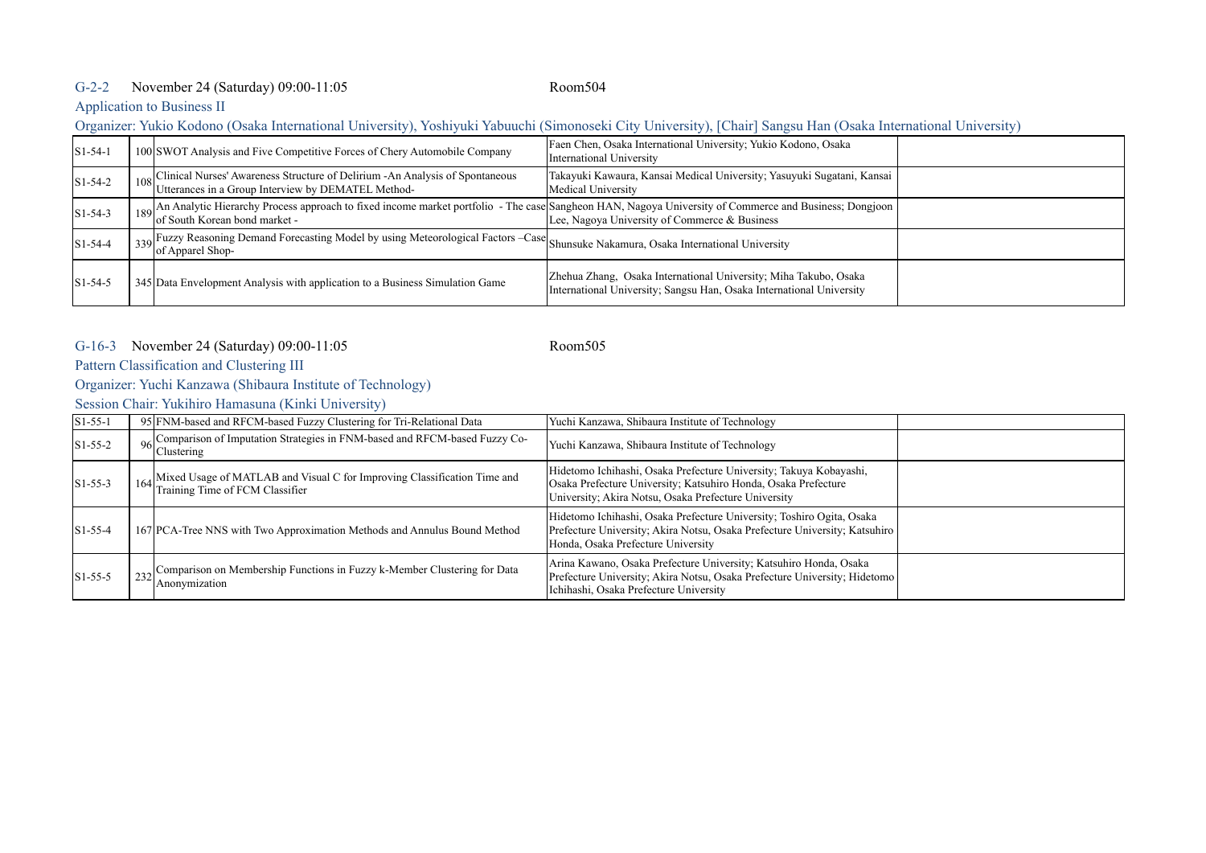G-2-2 November 24 (Saturday) 09:00-11:05 Room504

Application to Business II

Organizer: Yukio Kodono (Osaka International University), Yoshiyuki Yabuuchi (Simonoseki City University), [Chair] Sangsu Han (Osaka International University)

| | | | | |
|---|---|---|---|---|
| S1-54-1 | 100 | SWOT Analysis and Five Competitive Forces of Chery Automobile Company | Faen Chen, Osaka International University; Yukio Kodono, Osaka International University | |
| S1-54-2 | 108 | Clinical Nurses' Awareness Structure of Delirium -An Analysis of Spontaneous Utterances in a Group Interview by DEMATEL Method- | Takayuki Kawaura, Kansai Medical University; Yasuyuki Sugatani, Kansai Medical University | |
| S1-54-3 | 189 | An Analytic Hierarchy Process approach to fixed income market portfolio - The case of South Korean bond market - | Sangheon HAN, Nagoya University of Commerce and Business; Dongjoon Lee, Nagoya University of Commerce & Business | |
| S1-54-4 | 339 | Fuzzy Reasoning Demand Forecasting Model by using Meteorological Factors –Case of Apparel Shop- | Shunsuke Nakamura, Osaka International University | |
| S1-54-5 | 345 | Data Envelopment Analysis with application to a Business Simulation Game | Zhehua Zhang, Osaka International University; Miha Takubo, Osaka International University; Sangsu Han, Osaka International University | |

G-16-3 November 24 (Saturday) 09:00-11:05 Room505

Pattern Classification and Clustering III

Organizer: Yuchi Kanzawa (Shibaura Institute of Technology)

Session Chair: Yukihiro Hamasuna (Kinki University)

| | | | | |
|---|---|---|---|---|
| S1-55-1 | 95 | FNM-based and RFCM-based Fuzzy Clustering for Tri-Relational Data | Yuchi Kanzawa, Shibaura Institute of Technology | |
| S1-55-2 | 96 | Comparison of Imputation Strategies in FNM-based and RFCM-based Fuzzy Co-Clustering | Yuchi Kanzawa, Shibaura Institute of Technology | |
| S1-55-3 | 164 | Mixed Usage of MATLAB and Visual C for Improving Classification Time and Training Time of FCM Classifier | Hidetomo Ichihashi, Osaka Prefecture University; Takuya Kobayashi, Osaka Prefecture University; Katsuhiro Honda, Osaka Prefecture University; Akira Notsu, Osaka Prefecture University | |
| S1-55-4 | 167 | PCA-Tree NNS with Two Approximation Methods and Annulus Bound Method | Hidetomo Ichihashi, Osaka Prefecture University; Toshiro Ogita, Osaka Prefecture University; Akira Notsu, Osaka Prefecture University; Katsuhiro Honda, Osaka Prefecture University | |
| S1-55-5 | 232 | Comparison on Membership Functions in Fuzzy k-Member Clustering for Data Anonymization | Arina Kawano, Osaka Prefecture University; Katsuhiro Honda, Osaka Prefecture University; Akira Notsu, Osaka Prefecture University; Hidetomo Ichihashi, Osaka Prefecture University | |